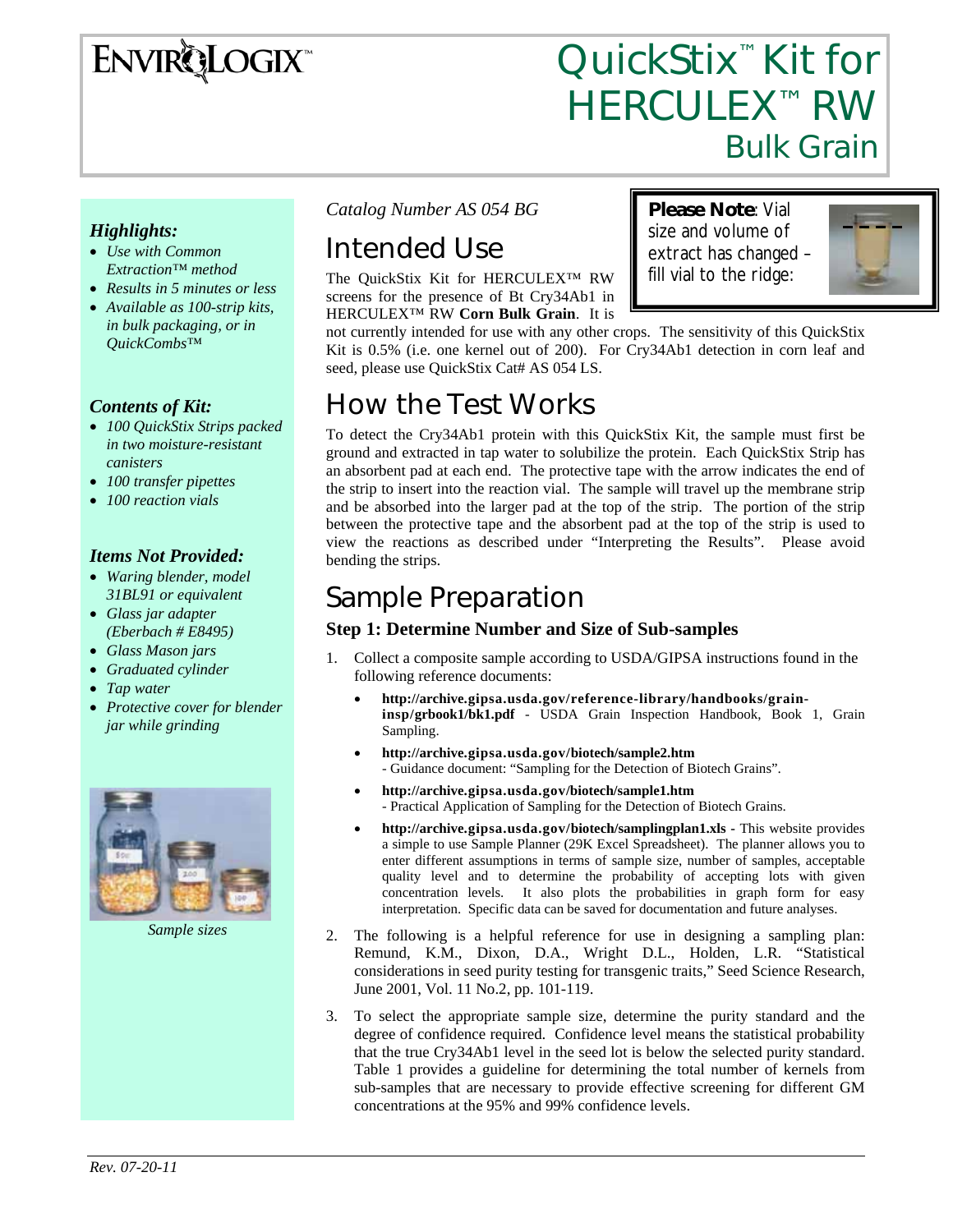# ENVIROLOGIX™

# QuickStix™ Kit for HERCULEX™ RW Bulk Grain

### *Highlights:*

- *Use with Common Extraction™ method*
- *Results in 5 minutes or less*
- *Available as 100-strip kits, in bulk packaging, or in QuickCombs™*

### *Contents of Kit:*

- *100 QuickStix Strips packed in two moisture-resistant canisters*
- *100 transfer pipettes*
- *100 reaction vials*

### *Items Not Provided:*

- *Waring blender, model 31BL91 or equivalent*
- *Glass jar adapter (Eberbach # E8495)*
- *Glass Mason jars*
- *Graduated cylinder*
- *Tap water*
- *Protective cover for blender jar while grinding*

*Sample sizes*

*Catalog Number AS 054 BG*

**Please Note**: Vial size and volume of extract has changed – fill vial to the ridge:

## Intended Use

The QuickStix Kit for HERCULEX™ RW screens for the presence of Bt Cry34Ab1 in HERCULEX™ RW **Corn Bulk Grain**. It is not currently intended for use with any other crops. The sensitivity of this QuickStix Kit is 0.5% (i.e. one kernel out of 200). For Cry34Ab1 detection in corn leaf and seed, please use QuickStix Cat# AS 054 LS.

## How the Test Works

To detect the Cry34Ab1 protein with this QuickStix Kit, the sample must first be ground and extracted in tap water to solubilize the protein. Each QuickStix Strip has an absorbent pad at each end. The protective tape with the arrow indicates the end of the strip to insert into the reaction vial. The sample will travel up the membrane strip and be absorbed into the larger pad at the top of the strip. The portion of the strip between the protective tape and the absorbent pad at the top of the strip is used to view the reactions as described under "Interpreting the Results". Please avoid bending the strips.

## Sample Preparation

### Step 1: Determine Number and Size of Sub-samples

1. Collect a composite sample according to USDA/GIPSA instructions found in the following reference documents:
   - **http://archive.gipsa.usda.gov/reference-library/handbooks/grain-insp/grbook1/bk1.pdf** - USDA Grain Inspection Handbook, Book 1, Grain Sampling.
   - **http://archive.gipsa.usda.gov/biotech/sample2.htm** - Guidance document: "Sampling for the Detection of Biotech Grains".
   - **http://archive.gipsa.usda.gov/biotech/sample1.htm** - Practical Application of Sampling for the Detection of Biotech Grains.
   - **http://archive.gipsa.usda.gov/biotech/samplingplan1.xls** - This website provides a simple to use Sample Planner (29K Excel Spreadsheet). The planner allows you to enter different assumptions in terms of sample size, number of samples, acceptable quality level and to determine the probability of accepting lots with given concentration levels. It also plots the probabilities in graph form for easy interpretation. Specific data can be saved for documentation and future analyses.
2. The following is a helpful reference for use in designing a sampling plan: Remund, K.M., Dixon, D.A., Wright D.L., Holden, L.R. "Statistical considerations in seed purity testing for transgenic traits," Seed Science Research, June 2001, Vol. 11 No.2, pp. 101-119.
3. To select the appropriate sample size, determine the purity standard and the degree of confidence required. Confidence level means the statistical probability that the true Cry34Ab1 level in the seed lot is below the selected purity standard. Table 1 provides a guideline for determining the total number of kernels from sub-samples that are necessary to provide effective screening for different GM concentrations at the 95% and 99% confidence levels.

*Rev. 07-20-11*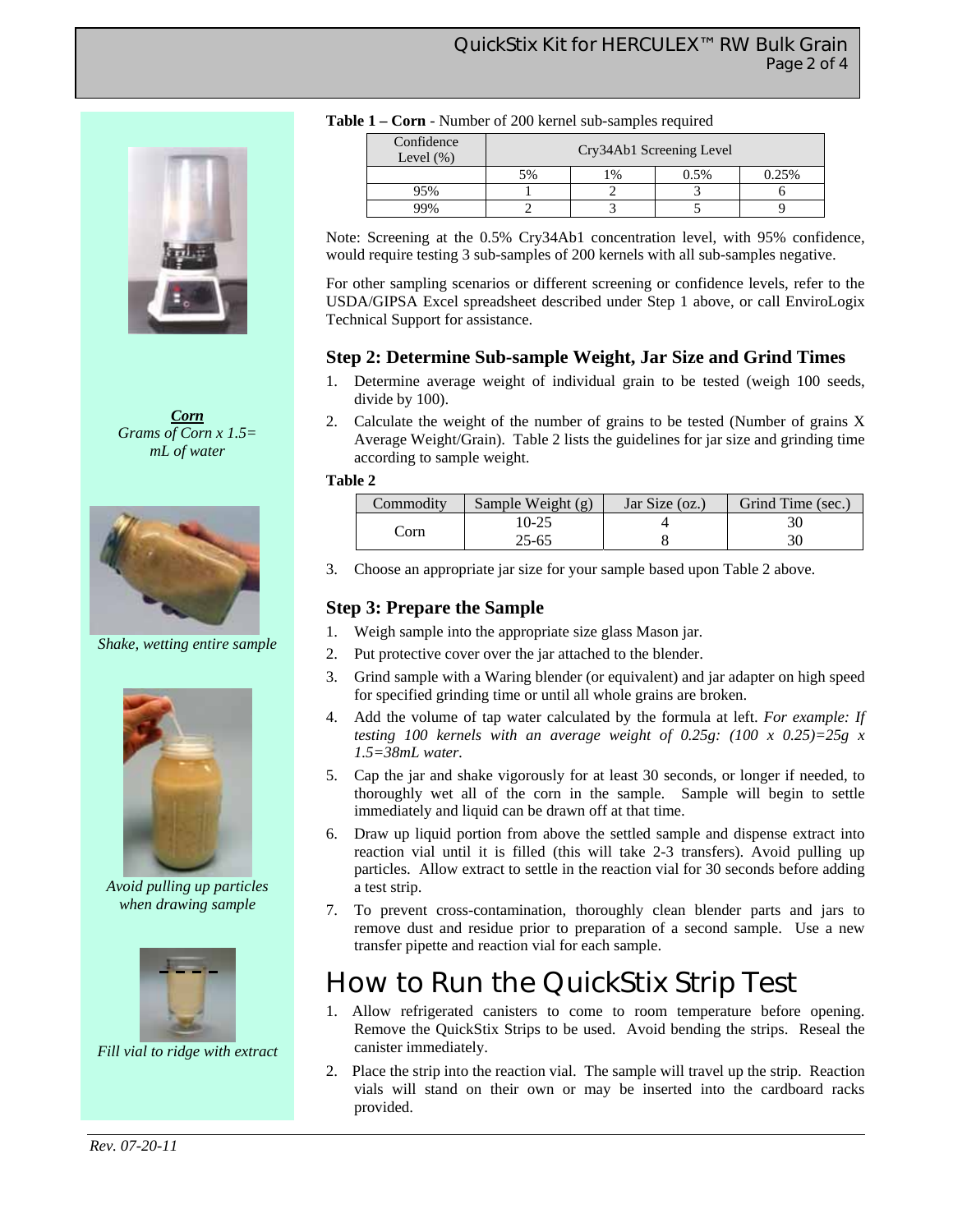**Table 1 – Corn** - Number of 200 kernel sub-samples required

| Confidence Level (%) | Cry34Ab1 Screening Level | | | |
|---|---|---|---|---|
| | 5% | 1% | 0.5% | 0.25% |
| 95% | 1 | 2 | 3 | 6 |
| 99% | 2 | 3 | 5 | 9 |

Note: Screening at the 0.5% Cry34Ab1 concentration level, with 95% confidence, would require testing 3 sub-samples of 200 kernels with all sub-samples negative.

For other sampling scenarios or different screening or confidence levels, refer to the USDA/GIPSA Excel spreadsheet described under Step 1 above, or call EnviroLogix Technical Support for assistance.

### Step 2: Determine Sub-sample Weight, Jar Size and Grind Times

1. Determine average weight of individual grain to be tested (weigh 100 seeds, divide by 100).
2. Calculate the weight of the number of grains to be tested (Number of grains X Average Weight/Grain). Table 2 lists the guidelines for jar size and grinding time according to sample weight.

**Table 2**

| Commodity | Sample Weight (g) | Jar Size (oz.) | Grind Time (sec.) |
|---|---|---|---|
| Corn | 10-25 | 4 | 30 |
| | 25-65 | 8 | 30 |

3. Choose an appropriate jar size for your sample based upon Table 2 above.

### Step 3: Prepare the Sample

1. Weigh sample into the appropriate size glass Mason jar.
2. Put protective cover over the jar attached to the blender.
3. Grind sample with a Waring blender (or equivalent) and jar adapter on high speed for specified grinding time or until all whole grains are broken.
4. Add the volume of tap water calculated by the formula at left. *For example: If testing 100 kernels with an average weight of 0.25g: (100 x 0.25)=25g x 1.5=38mL water.*
5. Cap the jar and shake vigorously for at least 30 seconds, or longer if needed, to thoroughly wet all of the corn in the sample. Sample will begin to settle immediately and liquid can be drawn off at that time.
6. Draw up liquid portion from above the settled sample and dispense extract into reaction vial until it is filled (this will take 2-3 transfers). Avoid pulling up particles. Allow extract to settle in the reaction vial for 30 seconds before adding a test strip.
7. To prevent cross-contamination, thoroughly clean blender parts and jars to remove dust and residue prior to preparation of a second sample. Use a new transfer pipette and reaction vial for each sample.

***Corn***
*Grams of Corn x 1.5= mL of water*

*Shake, wetting entire sample*

*Avoid pulling up particles when drawing sample*

*Fill vial to ridge with extract*

## How to Run the QuickStix Strip Test

1. Allow refrigerated canisters to come to room temperature before opening. Remove the QuickStix Strips to be used. Avoid bending the strips. Reseal the canister immediately.
2. Place the strip into the reaction vial. The sample will travel up the strip. Reaction vials will stand on their own or may be inserted into the cardboard racks provided.

*Rev. 07-20-11*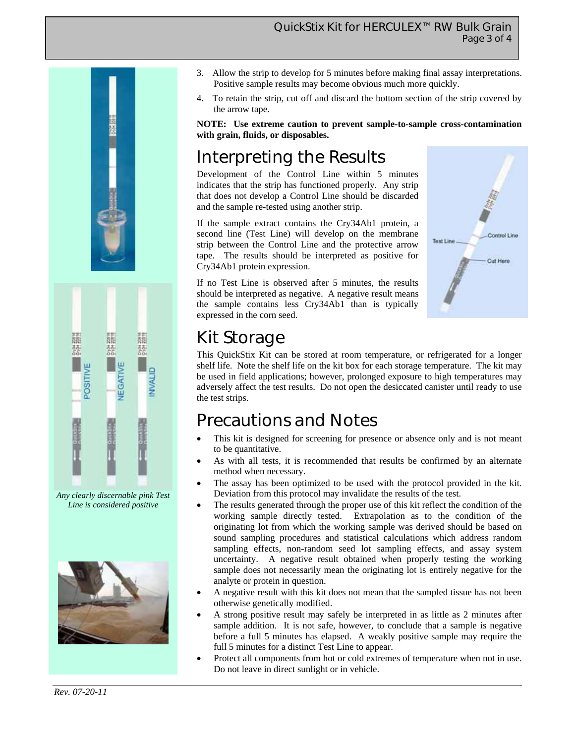*Any clearly discernable pink Test Line is considered positive*

3. Allow the strip to develop for 5 minutes before making final assay interpretations. Positive sample results may become obvious much more quickly.
4. To retain the strip, cut off and discard the bottom section of the strip covered by the arrow tape.

**NOTE: Use extreme caution to prevent sample-to-sample cross-contamination with grain, fluids, or disposables.**

## Interpreting the Results

Development of the Control Line within 5 minutes indicates that the strip has functioned properly. Any strip that does not develop a Control Line should be discarded and the sample re-tested using another strip.

If the sample extract contains the Cry34Ab1 protein, a second line (Test Line) will develop on the membrane strip between the Control Line and the protective arrow tape. The results should be interpreted as positive for Cry34Ab1 protein expression.

If no Test Line is observed after 5 minutes, the results should be interpreted as negative. A negative result means the sample contains less Cry34Ab1 than is typically expressed in the corn seed.

## Kit Storage

This QuickStix Kit can be stored at room temperature, or refrigerated for a longer shelf life. Note the shelf life on the kit box for each storage temperature. The kit may be used in field applications; however, prolonged exposure to high temperatures may adversely affect the test results. Do not open the desiccated canister until ready to use the test strips.

## Precautions and Notes

- This kit is designed for screening for presence or absence only and is not meant to be quantitative.
- As with all tests, it is recommended that results be confirmed by an alternate method when necessary.
- The assay has been optimized to be used with the protocol provided in the kit. Deviation from this protocol may invalidate the results of the test.
- The results generated through the proper use of this kit reflect the condition of the working sample directly tested. Extrapolation as to the condition of the originating lot from which the working sample was derived should be based on sound sampling procedures and statistical calculations which address random sampling effects, non-random seed lot sampling effects, and assay system uncertainty. A negative result obtained when properly testing the working sample does not necessarily mean the originating lot is entirely negative for the analyte or protein in question.
- A negative result with this kit does not mean that the sampled tissue has not been otherwise genetically modified.
- A strong positive result may safely be interpreted in as little as 2 minutes after sample addition. It is not safe, however, to conclude that a sample is negative before a full 5 minutes has elapsed. A weakly positive sample may require the full 5 minutes for a distinct Test Line to appear.
- Protect all components from hot or cold extremes of temperature when not in use. Do not leave in direct sunlight or in vehicle.

*Rev. 07-20-11*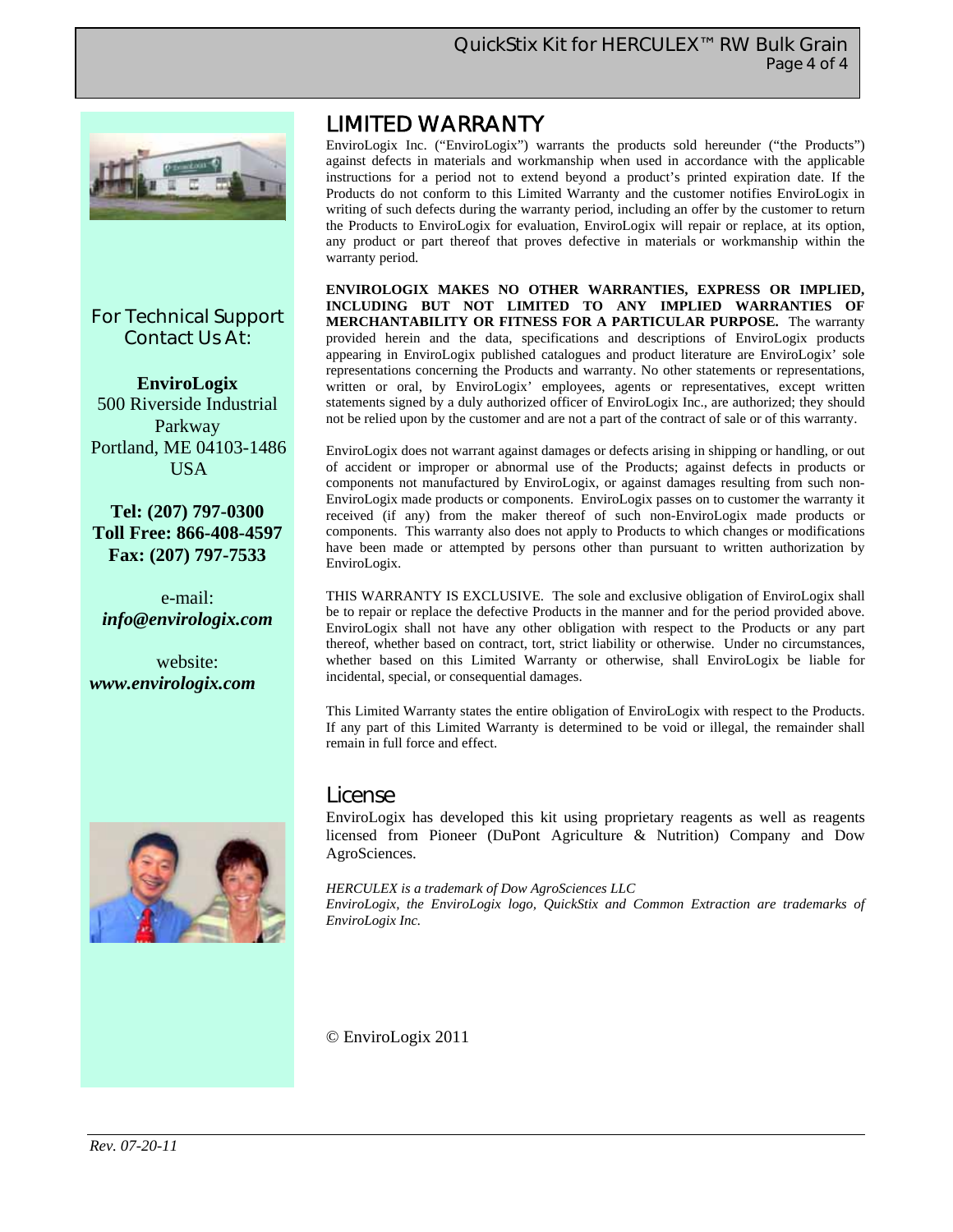For Technical Support Contact Us At:

**EnviroLogix**
500 Riverside Industrial Parkway
Portland, ME 04103-1486
USA

**Tel: (207) 797-0300**
**Toll Free: 866-408-4597**
**Fax: (207) 797-7533**

e-mail:
***info@envirologix.com***

website:
***www.envirologix.com***

## LIMITED WARRANTY

EnviroLogix Inc. ("EnviroLogix") warrants the products sold hereunder ("the Products") against defects in materials and workmanship when used in accordance with the applicable instructions for a period not to extend beyond a product's printed expiration date. If the Products do not conform to this Limited Warranty and the customer notifies EnviroLogix in writing of such defects during the warranty period, including an offer by the customer to return the Products to EnviroLogix for evaluation, EnviroLogix will repair or replace, at its option, any product or part thereof that proves defective in materials or workmanship within the warranty period.

**ENVIROLOGIX MAKES NO OTHER WARRANTIES, EXPRESS OR IMPLIED, INCLUDING BUT NOT LIMITED TO ANY IMPLIED WARRANTIES OF MERCHANTABILITY OR FITNESS FOR A PARTICULAR PURPOSE.** The warranty provided herein and the data, specifications and descriptions of EnviroLogix products appearing in EnviroLogix published catalogues and product literature are EnviroLogix' sole representations concerning the Products and warranty. No other statements or representations, written or oral, by EnviroLogix' employees, agents or representatives, except written statements signed by a duly authorized officer of EnviroLogix Inc., are authorized; they should not be relied upon by the customer and are not a part of the contract of sale or of this warranty.

EnviroLogix does not warrant against damages or defects arising in shipping or handling, or out of accident or improper or abnormal use of the Products; against defects in products or components not manufactured by EnviroLogix, or against damages resulting from such non-EnviroLogix made products or components. EnviroLogix passes on to customer the warranty it received (if any) from the maker thereof of such non-EnviroLogix made products or components. This warranty also does not apply to Products to which changes or modifications have been made or attempted by persons other than pursuant to written authorization by EnviroLogix.

THIS WARRANTY IS EXCLUSIVE. The sole and exclusive obligation of EnviroLogix shall be to repair or replace the defective Products in the manner and for the period provided above. EnviroLogix shall not have any other obligation with respect to the Products or any part thereof, whether based on contract, tort, strict liability or otherwise. Under no circumstances, whether based on this Limited Warranty or otherwise, shall EnviroLogix be liable for incidental, special, or consequential damages.

This Limited Warranty states the entire obligation of EnviroLogix with respect to the Products. If any part of this Limited Warranty is determined to be void or illegal, the remainder shall remain in full force and effect.

## License

EnviroLogix has developed this kit using proprietary reagents as well as reagents licensed from Pioneer (DuPont Agriculture & Nutrition) Company and Dow AgroSciences.

*HERCULEX is a trademark of Dow AgroSciences LLC*
*EnviroLogix, the EnviroLogix logo, QuickStix and Common Extraction are trademarks of EnviroLogix Inc.*

© EnviroLogix 2011

*Rev. 07-20-11*